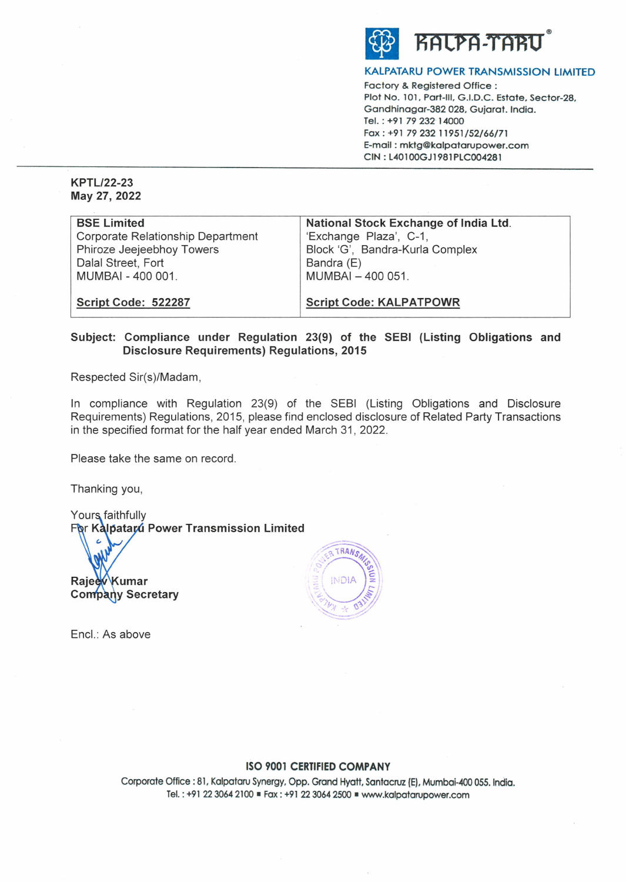**KALPATARU POWER TRANSMISSION LIMITED**

Factory & Registered Office :
Plot No. 101, Part-III, G.I.D.C. Estate, Sector-28,
Gandhinagar-382 028, Gujarat. India.
Tel. : +91 79 232 14000
Fax : +91 79 232 11951/52/66/71
E-mail : mktg@kalpatarupower.com
CIN : L40100GJ1981PLC004281

---

**KPTL/22-23**
**May 27, 2022**

| **BSE Limited**<br>Corporate Relationship Department<br>Phiroze Jeejeebhoy Towers<br>Dalal Street, Fort<br>MUMBAI - 400 001.<br><br>**Script Code: 522287** | **National Stock Exchange of India Ltd.**<br>'Exchange Plaza', C-1,<br>Block 'G', Bandra-Kurla Complex<br>Bandra (E)<br>MUMBAI – 400 051.<br><br>**Script Code: KALPATPOWR** |
|---|---|

**Subject: Compliance under Regulation 23(9) of the SEBI (Listing Obligations and Disclosure Requirements) Regulations, 2015**

Respected Sir(s)/Madam,

In compliance with Regulation 23(9) of the SEBI (Listing Obligations and Disclosure Requirements) Regulations, 2015, please find enclosed disclosure of Related Party Transactions in the specified format for the half year ended March 31, 2022.

Please take the same on record.

Thanking you,

Yours faithfully
**For Kalpataru Power Transmission Limited**

**Rajeev Kumar**
**Company Secretary**

Encl.: As above

**ISO 9001 CERTIFIED COMPANY**

Corporate Office : 81, Kalpataru Synergy, Opp. Grand Hyatt, Santacruz (E), Mumbai-400 055. India.
Tel. : +91 22 3064 2100 ▪ Fax : +91 22 3064 2500 ▪ www.kalpatarupower.com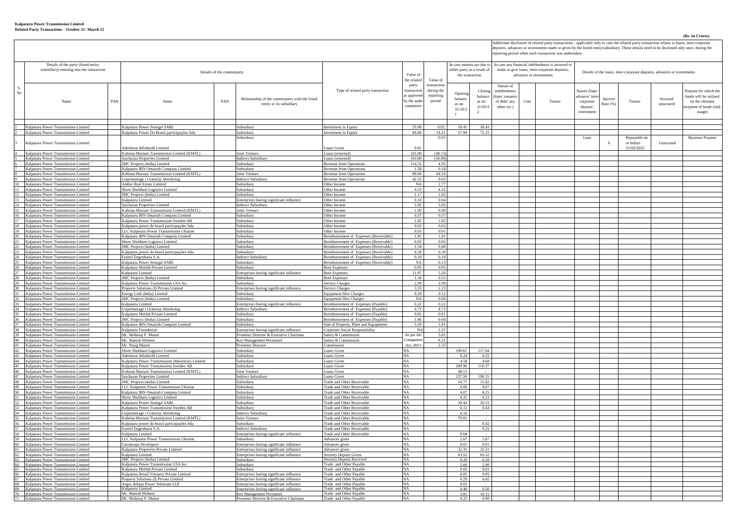**Kalpataru Power Transmission Limited**
**Related Party Transactions - October 21- March 22**

**(Rs. In Crores)**

Additional disclosure of related party transactions - applicable only in case the related party transaction relates to loans, inter-corporate deposits, advances or investments made or given by the listed entity/subsidiary. These details need to be disclosed only once, during the reporting period when such transaction was undertaken.

| Details of the party (listed entity /subsidiary) entering into the transaction | | | Details of the counterparty | | | Type of related party transaction | Value of the related party transaction as approved by the audit committee | Value of transaction during the reporting period | In case monies are due to either party as a result of the transaction | | In case any financial indebtedness is incurred to make or give loans, inter-corporate deposits, advances or investments | | | Details of the loans, inter-corporate deposits, advances or investments | | | | |
|---|---|---|---|---|---|---|---|---|---|---|---|---|---|---|---|---|---|---|
| S. No | Name | PAN | Name | PAN | Relationship of the counterparty with the listed entity or its subsidiary | | | | Opening balance as on 31/10/21 | Closing balance as on 31/03/22 | Nature of indebtedness (loan/ issuance of debt/ any other etc.) | Cost | Tenure | Nature (loan/ advance/ inter-corporate deposit/ investment | Interest Rate (%) | Tenure | Secured/ unsecured | Purpose for which the funds will be utilised by the ultimate recipient of funds (end-usage) |
| 1 | Kalpataru Power Transmission Limited | | Kalpataru Power Senegal SARL | | Subsidiary | Investment in Equity | 25.00 | 0.02 | 18.41 | 18.43 | | | | | | | | |
| 2 | Kalpataru Power Transmission Limited | | Kalpataru Power Do Brasil participações ltda | | Subsidiary | Investment in Equity | 84.60 | 14.21 | 57.94 | 72.15 | | | | | | | | |
| 3 | Kalpataru Power Transmission Limited | | Adeshwar Infrabuild Limited | | Subsidiary | Loans Given | 0.01 | 0.01 | | | | | | Loan | 0 | Repayable on or before 31/03/2025 | Unsecured | Business Purpose |
| 4 | Kalpataru Power Transmission Limited | | Kohima-Mariani Transmission Limited (KMTL) | | Joint Venture | Loans (returned) | 325.00 | (48.13) | | | | | | | | | | |
| 5 | Kalpataru Power Transmission Limited | | Saicharan Properties Limited | | Indirect Subsidiary | Loans (returned) | 310.00 | (50.00) | | | | | | | | | | |
| 6 | Kalpataru Power Transmission Limited | | JMC Projects (India) Limited | | Subsidiary | Revenue from Operations | 154.33 | 4.95 | | | | | | | | | | |
| 7 | Kalpataru Power Transmission Limited | | Kalpataru IBN Omairah Company Limited | | Subsidiary | Revenue from Operations | 1.58 | 0.18 | | | | | | | | | | |
| 8 | Kalpataru Power Transmission Limited | | Kohima-Mariani Transmission Limited (KMTL) | | Joint Venture | Revenue from Operations | 80.00 | 64.59 | | | | | | | | | | |
| 9 | Kalpataru Power Transmission Limited | | Linjemontage i Grästorp Aktiebolag | | Indirect Subsidiary | Revenue from Operations | 42.33 | 0.03 | | | | | | | | | | |
| 10 | Kalpataru Power Transmission Limited | | Amber Real Estate Limited | | Subsidiary | Other Income | NA | 2.77 | | | | | | | | | | |
| 11 | Kalpataru Power Transmission Limited | | Shree Shubham Logistics Limited | | Subsidiary | Other Income | 4.33 | 4.32 | | | | | | | | | | |
| 12 | Kalpataru Power Transmission Limited | | JMC Projects (India) Limited | | Subsidiary | Other Income | 1.17 | 1.02 | | | | | | | | | | |
| 13 | Kalpataru Power Transmission Limited | | Kalpataru Limited | | Enterprises having significant influence | Other Income | 0.10 | 0.04 | | | | | | | | | | |
| 14 | Kalpataru Power Transmission Limited | | Saicharan Properties Limited | | Indirect Subsidiary | Other Income | 5.92 | 5.92 | | | | | | | | | | |
| 15 | Kalpataru Power Transmission Limited | | Kohima-Mariani Transmission Limited (KMTL) | | Joint Venture | Other Income | 1.00 | 0.90 | | | | | | | | | | |
| 16 | Kalpataru Power Transmission Limited | | Kalpataru IBN Omairah Company Limited | | Subsidiary | Other Income | 0.37 | 0.37 | | | | | | | | | | |
| 17 | Kalpataru Power Transmission Limited | | Kalpataru Power Transmission Sweden AB | | Subsidiary | Other Income | 1.85 | 1.85 | | | | | | | | | | |
| 18 | Kalpataru Power Transmission Limited | | Kalpataru power do brasil participações ltda | | Subsidiary | Other Income | 0.03 | 0.03 | | | | | | | | | | |
| 19 | Kalpataru Power Transmission Limited | | LLC Kalpataru Power Transmission Ukraine | | Subsidiary | Other Income | 0.03 | 0.01 | | | | | | | | | | |
| 20 | Kalpataru Power Transmission Limited | | Kalpataru IBN Omairah Company Limited | | Subsidiary | Reimbursement of Expenses (Receivable) | 1.81 | 1.81 | | | | | | | | | | |
| 21 | Kalpataru Power Transmission Limited | | Shree Shubham Logistics Limited | | Subsidiary | Reimbursement of Expenses (Receivable) | 0.02 | 0.02 | | | | | | | | | | |
| 22 | Kalpataru Power Transmission Limited | | JMC Projects (India) Limited | | Subsidiary | Reimbursement of Expenses (Receivable) | 1.54 | 0.40 | | | | | | | | | | |
| 23 | Kalpataru Power Transmission Limited | | Kalpataru power do brasil participações ltda | | Subsidiary | Reimbursement of Expenses (Receivable) | 0.39 | 0.39 | | | | | | | | | | |
| 24 | Kalpataru Power Transmission Limited | | Fasttel Engenharia S.A. | | Indirect Subsidiary | Reimbursement of Expenses (Receivable) | 0.10 | 0.10 | | | | | | | | | | |
| 25 | Kalpataru Power Transmission Limited | | Kalpataru Power Senegal SARL | | Subsidiary | Reimbursement of Expenses (Receivable) | NA | 0.13 | | | | | | | | | | |
| 26 | Kalpataru Power Transmission Limited | | Kalpataru Metfab Private Limited | | Subsidiary | Rent Expenses | 0.05 | 0.05 | | | | | | | | | | |
| 27 | Kalpataru Power Transmission Limited | | Kalpataru Limited | | Enterprises having significant influence | Rent Expenses | 11.07 | 5.20 | | | | | | | | | | |
| 28 | Kalpataru Power Transmission Limited | | JMC Projects (India) Limited | | Subsidiary | Rent Expenses | 1.18 | 0.55 | | | | | | | | | | |
| 29 | Kalpataru Power Transmission Limited | | Kalpataru Power Transmission USA Inc. | | Subsidiary | Service Charges | 2.09 | 2.09 | | | | | | | | | | |
| 30 | Kalpataru Power Transmission Limited | | Property Solutions (I) Private Limited | | Enterprises having significant influence | Service Charges | 3.33 | 1.23 | | | | | | | | | | |
| 31 | Kalpataru Power Transmission Limited | | Energy Link (India) Limited | | Subsidiary | Equipment Hire Charges | 0.29 | 0.12 | | | | | | | | | | |
| 32 | Kalpataru Power Transmission Limited | | JMC Projects (India) Limited | | Subsidiary | Equipment Hire Charges | NA | 0.06 | | | | | | | | | | |
| 33 | Kalpataru Power Transmission Limited | | Kalpataru Limited | | Enterprises having significant influence | Reimbursement of Expenses (Payable) | 0.22 | 0.22 | | | | | | | | | | |
| 34 | Kalpataru Power Transmission Limited | | Linjemontage i Grästorp Aktiebolag | | Indirect Subsidiary | Reimbursement of Expenses (Payable) | 4.73 | 4.73 | | | | | | | | | | |
| 35 | Kalpataru Power Transmission Limited | | Kalpataru Metfab Private Limited | | Subsidiary | Reimbursement of Expenses (Payable) | 0.01 | 0.01 | | | | | | | | | | |
| 36 | Kalpataru Power Transmission Limited | | JMC Projects (India) Limited | | Subsidiary | Reimbursement of Expenses (Payable) | 1.86 | 0.60 | | | | | | | | | | |
| 37 | Kalpataru Power Transmission Limited | | Kalpataru IBN Omairah Company Limited | | Subsidiary | Sale of Property, Plant and Equipments | 5.50 | 1.81 | | | | | | | | | | |
| 38 | Kalpataru Power Transmission Limited | | Kalpataru Foundation | | Enterprises having significant influence | Corporate Social Responsibility | NA | 2.37 | | | | | | | | | | |
| 39 | Kalpataru Power Transmission Limited | | Mr. Mofatraj P. Munot | | Promoter Director & Executive Chairman | Salary & Commission | As per the | 5.01 | | | | | | | | | | |
| 40 | Kalpataru Power Transmission Limited | | Mr. Manish Mohnot | | Key Management Personnel | Salary & Commission | Companies | 8.31 | | | | | | | | | | |
| 41 | Kalpataru Power Transmission Limited | | Mr. Parag Munot | | Promoter Director | Commission | Act, 2013 | 2.25 | | | | | | | | | | |
| 42 | Kalpataru Power Transmission Limited | | Shree Shubham Logistics Limited | | Subsidiary | Loans Given | NA | | 109.61 | 117.64 | | | | | | | | |
| 43 | Kalpataru Power Transmission Limited | | Adeshwar Infrabuild Limited | | Subsidiary | Loans Given | NA | | 0.24 | 0.25 | | | | | | | | |
| 44 | Kalpataru Power Transmission Limited | | Kalpataru Power Transmission (Mauritius) Limited | | Subsidiary | Loans Given | NA | | 4.58 | 4.68 | | | | | | | | |
| 45 | Kalpataru Power Transmission Limited | | Kalpataru Power Transmission Sweden AB | | Subsidiary | Loans Given | NA | | 109.99 | 110.37 | | | | | | | | |
| 46 | Kalpataru Power Transmission Limited | | Kohima-Mariani Transmission Limited (KMTL) | | Joint Venture | Loans Given | NA | | 48.13 | | | | | | | | | |
| 47 | Kalpataru Power Transmission Limited | | Saicharan Properties Limited | | Indirect Subsidiary | Loans Given | NA | | 237.59 | 199.15 | | | | | | | | |
| 48 | Kalpataru Power Transmission Limited | | JMC Projects (India) Limited | | Subsidiary | Trade and Other Receivable | NA | | 10.77 | 15.82 | | | | | | | | |
| 49 | Kalpataru Power Transmission Limited | | LLC Kalpataru Power Transmission Ukraine | | Subsidiary | Trade and Other Receivable | NA | | 0.06 | 0.07 | | | | | | | | |
| 50 | Kalpataru Power Transmission Limited | | Kalpataru IBN Omairah Company Limited | | Subsidiary | Trade and Other Receivable | NA | | 4.07 | 8.25 | | | | | | | | |
| 51 | Kalpataru Power Transmission Limited | | Shree Shubham Logistics Limited | | Subsidiary | Trade and Other Receivable | NA | | 0.25 | 0.23 | | | | | | | | |
| 52 | Kalpataru Power Transmission Limited | | Kalpataru Power Senegal SARL | | Subsidiary | Trade and Other Receivable | NA | | 30.44 | 30.15 | | | | | | | | |
| 53 | Kalpataru Power Transmission Limited | | Kalpataru Power Transmission Sweden AB | | Subsidiary | Trade and Other Receivable | NA | | 0.15 | 0.43 | | | | | | | | |
| 54 | Kalpataru Power Transmission Limited | | Linjemontage i Grästorp Aktiebolag | | Indirect Subsidiary | Trade and Other Receivable | NA | | 6.50 | | | | | | | | | |
| 55 | Kalpataru Power Transmission Limited | | Kohima-Mariani Transmission Limited (KMTL) | | Joint Venture | Trade and Other Receivable | NA | | 70.01 | - | | | | | | | | |
| 56 | Kalpataru Power Transmission Limited | | Kalpataru power do brasil participações ltda | | Subsidiary | Trade and Other Receivable | NA | | | 0.42 | | | | | | | | |
| 57 | Kalpataru Power Transmission Limited | | Fasttel Engenharia S.A. | | Indirect Subsidiary | Trade and Other Receivable | NA | | | 0.25 | | | | | | | | |
| 58 | Kalpataru Power Transmission Limited | | Kalpataru Limited | | Enterprises having significant influence | Trade and Other Receivable | NA | | 0.04 | - | | | | | | | | |
| 59 | Kalpataru Power Transmission Limited | | LLC Kalpataru Power Transmission Ukraine | | Subsidiary | Advances given | NA | | 2.67 | 2.67 | | | | | | | | |
| 60 | Kalpataru Power Transmission Limited | | Gurukrupa Developers | | Enterprises having significant influence | Advances given | NA | | 0.01 | 0.01 | | | | | | | | |
| 61 | Kalpataru Power Transmission Limited | | Kalpataru Properties Private Limited | | Enterprises having significant influence | Advances given | NA | | 32.31 | 32.31 | | | | | | | | |
| 62 | Kalpataru Power Transmission Limited | | Kalpataru Limited | | Enterprises having significant influence | Security Deposit Given | NA | | 63.52 | 63.52 | | | | | | | | |
| 63 | Kalpataru Power Transmission Limited | | JMC Projects (India) Limited | | Subsidiary | Security Deposit Received | NA | | 0.20 | 0.20 | | | | | | | | |
| 64 | Kalpataru Power Transmission Limited | | Kalpataru Power Transmission USA Inc. | | Subsidiary | Trade and Other Payable | NA | | 2.66 | 2.90 | | | | | | | | |
| 65 | Kalpataru Power Transmission Limited | | Kalpataru Metfab Private Limited | | Subsidiary | Trade and Other Payable | NA | | 0.02 | 0.01 | | | | | | | | |
| 66 | Kalpataru Power Transmission Limited | | Kalpataru Retail Ventures Private Limited | | Enterprises having significant influence | Trade and Other Payable | NA | | 0.05 | 0.05 | | | | | | | | |
| 67 | Kalpataru Power Transmission Limited | | Property Solutions (I) Private Limited | | Enterprises having significant influence | Trade and Other Payable | NA | | 0.29 | 0.42 | | | | | | | | |
| 68 | Kalpataru Power Transmission Limited | | Argos Arkaya Power Solutions LLP | | Enterprises having significant influence | Trade and Other Payable | NA | | 0.01 | - | | | | | | | | |
| 69 | Kalpataru Power Transmission Limited | | Kalpataru Limited | | Enterprises having significant influence | Trade and Other Payable | NA | | 0.40 | 0.56 | | | | | | | | |
| 70 | Kalpataru Power Transmission Limited | | Mr. Manish Mohnot | | Key Management Personnel | Trade and Other Payable | NA | | 3.81 | 10.15 | | | | | | | | |
| 71 | Kalpataru Power Transmission Limited | | Mr. Mofatraj P. Munot | | Promoter Director & Executive Chairman | Trade and Other Payable | NA | | 4.25 | 6.90 | | | | | | | | |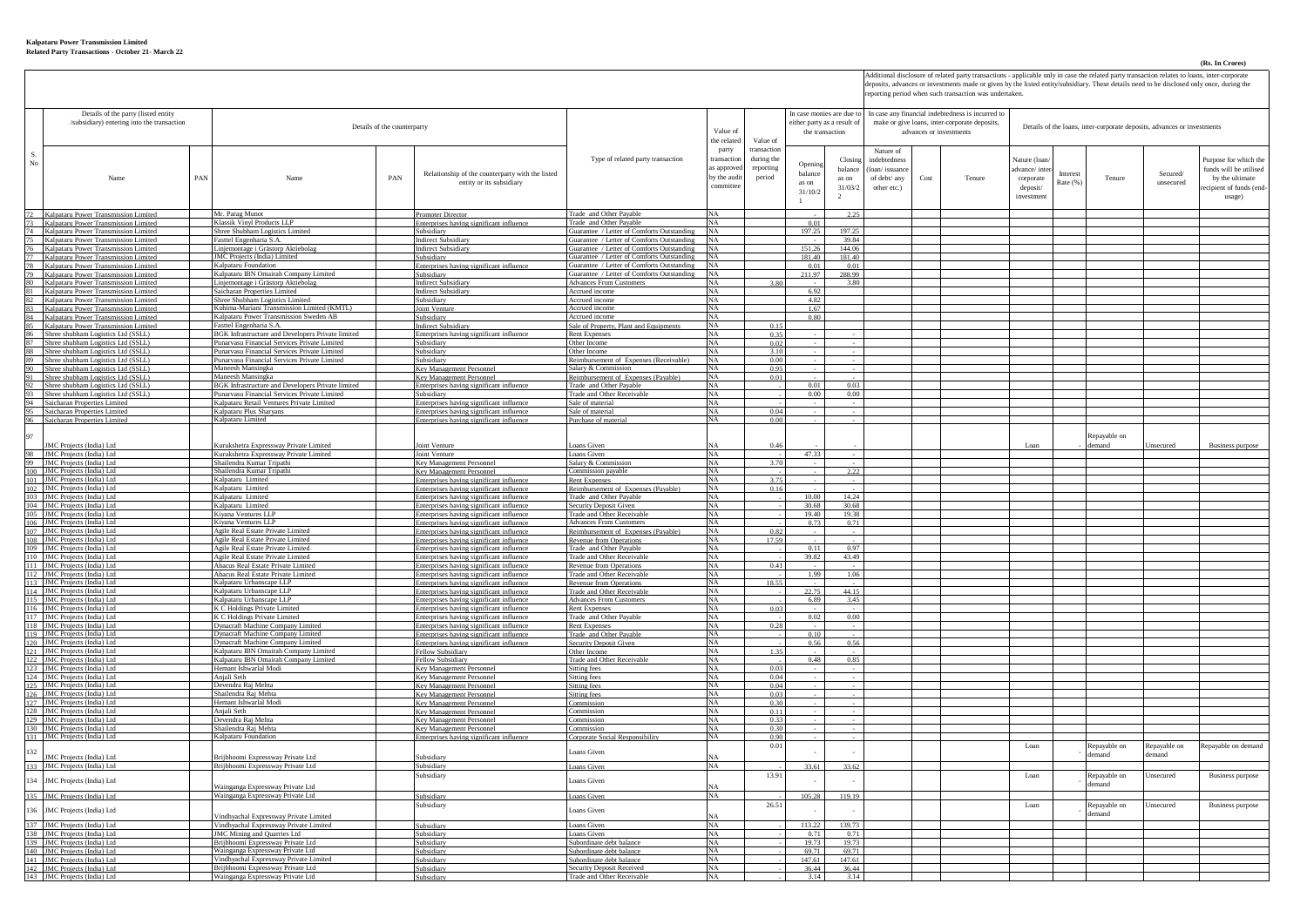**Kalpataru Power Transmission Limited**
**Related Party Transactions - October 21- March 22**

**(Rs. In Crores)**

| S. No | Details of the party (listed entity /subsidiary) entering into the transaction | | Details of the counterparty | | | Type of related party transaction | Value of the related party transaction as approved by the audit committee | Value of transaction during the reporting period | In case monies are due to either party as a result of the transaction | | In case any financial indebtedness is incurred to make or give loans, inter-corporate deposits, advances or investments | | | Details of the loans, inter-corporate deposits, advances or investments | | | | |
|---|---|---|---|---|---|---|---|---|---|---|---|---|---|---|---|---|---|---|
| | Name | PAN | Name | PAN | Relationship of the counterparty with the listed entity or its subsidiary | | | | Opening balance as on 31/10/21 | Closing balance as on 31/03/22 | Nature of indebtedness (loan/ issuance of debt/ any other etc.) | Cost | Tenure | Nature (loan/ advance/ inter-corporate deposit/ investment | Interest Rate (%) | Tenure | Secured/ unsecured | Purpose for which the funds will be utilised by the ultimate recipient of funds (end-usage) |
| 72 | Kalpataru Power Transmission Limited | | Mr. Parag Munot | | Promoter Director | Trade and Other Payable | NA | | - | 2.25 | | | | | | | | |
| 73 | Kalpataru Power Transmission Limited | | Klassik Vinyl Products LLP | | Enterprises having significant influence | Trade and Other Payable | NA | | 0.01 | | | | | | | | | |
| 74 | Kalpataru Power Transmission Limited | | Shree Shubham Logistics Limited | | Subsidiary | Guarantee / Letter of Comforts Outstanding | NA | | 197.25 | 197.25 | | | | | | | | |
| 75 | Kalpataru Power Transmission Limited | | Fasttel Engenharia S.A. | | Indirect Subsidiary | Guarantee / Letter of Comforts Outstanding | NA | | - | 39.84 | | | | | | | | |
| 76 | Kalpataru Power Transmission Limited | | Linjemontage i Grästorp Aktiebolag | | Indirect Subsidiary | Guarantee / Letter of Comforts Outstanding | NA | | 151.26 | 144.06 | | | | | | | | |
| 77 | Kalpataru Power Transmission Limited | | JMC Projects (India) Limited | | Subsidiary | Guarantee / Letter of Comforts Outstanding | NA | | 181.40 | 181.40 | | | | | | | | |
| 78 | Kalpataru Power Transmission Limited | | Kalpataru Foundation | | Enterprises having significant influence | Guarantee / Letter of Comforts Outstanding | NA | | 0.01 | 0.01 | | | | | | | | |
| 79 | Kalpataru Power Transmission Limited | | Kalpataru IBN Omairah Company Limited | | Subsidiary | Guarantee / Letter of Comforts Outstanding | NA | | 211.97 | 288.99 | | | | | | | | |
| 80 | Kalpataru Power Transmission Limited | | Linjemontage i Grästorp Aktiebolag | | Indirect Subsidiary | Advances From Customers | NA | 3.80 | - | 3.80 | | | | | | | | |
| 81 | Kalpataru Power Transmission Limited | | Saicharan Properties Limited | | Indirect Subsidiary | Accrued income | NA | | 6.92 | | | | | | | | | |
| 82 | Kalpataru Power Transmission Limited | | Shree Shubham Logistics Limited | | Subsidiary | Accrued income | NA | | 4.82 | | | | | | | | | |
| 83 | Kalpataru Power Transmission Limited | | Kohima-Mariani Transmission Limited (KMTL) | | Joint Venture | Accrued income | NA | | 1.67 | | | | | | | | | |
| 84 | Kalpataru Power Transmission Limited | | Kalpataru Power Transmission Sweden AB | | Subsidiary | Accrued income | NA | | 0.80 | | | | | | | | | |
| 85 | Kalpataru Power Transmission Limited | | Fasttel Engenharia S.A. | | Indirect Subsidiary | Sale of Property, Plant and Equipments | NA | 0.15 | | | | | | | | | | |
| 86 | Shree shubham Logistics Ltd (SSLL) | | BGK Infrastructure and Developers Private limited | | Enterprises having significant influence | Rent Expenses | NA | 0.35 | - | - | | | | | | | | |
| 87 | Shree shubham Logistics Ltd (SSLL) | | Punarvasu Financial Services Private Limited | | Subsidiary | Other Income | NA | 0.02 | - | - | | | | | | | | |
| 88 | Shree shubham Logistics Ltd (SSLL) | | Punarvasu Financial Services Private Limited | | Subsidiary | Other Income | NA | 3.10 | - | - | | | | | | | | |
| 89 | Shree shubham Logistics Ltd (SSLL) | | Punarvasu Financial Services Private Limited | | Subsidiary | Reimbursement of Expenses (Receivable) | NA | 0.00 | - | - | | | | | | | | |
| 90 | Shree shubham Logistics Ltd (SSLL) | | Maneesh Mansingka | | Key Management Personnel | Salary & Commission | NA | 0.95 | - | - | | | | | | | | |
| 91 | Shree shubham Logistics Ltd (SSLL) | | Maneesh Mansingka | | Key Management Personnel | Reimbursement of Expenses (Payable) | NA | 0.01 | - | - | | | | | | | | |
| 92 | Shree shubham Logistics Ltd (SSLL) | | BGK Infrastructure and Developers Private limited | | Enterprises having significant influence | Trade and Other Payable | NA | | 0.01 | 0.03 | | | | | | | | |
| 93 | Shree shubham Logistics Ltd (SSLL) | | Punarvasu Financial Services Private Limited | | Subsidiary | Trade and Other Receivable | NA | - | 0.00 | 0.00 | | | | | | | | |
| 94 | Saicharan Properties Limited | | Kalpataru Retail Ventures Private Limited | | Enterprises having significant influence | Sale of material | NA | | - | - | | | | | | | | |
| 95 | Saicharan Properties Limited | | Kalpataru Plus Sharyans | | Enterprises having significant influence | Sale of material | NA | 0.04 | - | - | | | | | | | | |
| 96 | Saicharan Properties Limited | | Kalpataru Limited | | Enterprises having significant influence | Purchase of material | NA | 0.00 | - | - | | | | | | | | |
| 97 | JMC Projects (India) Ltd | | Kurukshetra Expressway Private Limited | | Joint Venture | Loans Given | NA | 0.46 | - | - | | | | Loan | - | Repayable on demand | Unsecured | Business purpose |
| 98 | JMC Projects (India) Ltd | | Kurukshetra Expressway Private Limited | | Joint Venture | Loans Given | NA | - | 47.33 | - | | | | | | | | |
| 99 | JMC Projects (India) Ltd | | Shailendra Kumar Tripathi | | Key Management Personnel | Salary & Commission | NA | 3.70 | - | - | | | | | | | | |
| 100 | JMC Projects (India) Ltd | | Shailendra Kumar Tripathi | | Key Management Personnel | Commission payable | NA | | - | 2.22 | | | | | | | | |
| 101 | JMC Projects (India) Ltd | | Kalpataru Limited | | Enterprises having significant influence | Rent Expenses | NA | 3.75 | - | - | | | | | | | | |
| 102 | JMC Projects (India) Ltd | | Kalpataru Limited | | Enterprises having significant influence | Reimbursement of Expenses (Payable) | NA | 0.16 | - | - | | | | | | | | |
| 103 | JMC Projects (India) Ltd | | Kalpataru Limited | | Enterprises having significant influence | Trade and Other Payable | NA | - | 10.00 | 14.24 | | | | | | | | |
| 104 | JMC Projects (India) Ltd | | Kalpataru Limited | | Enterprises having significant influence | Security Deposit Given | NA | - | 30.68 | 30.68 | | | | | | | | |
| 105 | JMC Projects (India) Ltd | | Kiyana Ventures LLP | | Enterprises having significant influence | Trade and Other Receivable | NA | - | 19.40 | 19.38 | | | | | | | | |
| 106 | JMC Projects (India) Ltd | | Kiyana Ventures LLP | | Enterprises having significant influence | Advances From Customers | NA | - | 0.73 | 0.71 | | | | | | | | |
| 107 | JMC Projects (India) Ltd | | Agile Real Estate Private Limited | | Enterprises having significant influence | Reimbursement of Expenses (Payable) | NA | 0.82 | - | - | | | | | | | | |
| 108 | JMC Projects (India) Ltd | | Agile Real Estate Private Limited | | Enterprises having significant influence | Revenue from Operations | NA | 17.59 | - | - | | | | | | | | |
| 109 | JMC Projects (India) Ltd | | Agile Real Estate Private Limited | | Enterprises having significant influence | Trade and Other Payable | NA | - | 0.11 | 0.97 | | | | | | | | |
| 110 | JMC Projects (India) Ltd | | Agile Real Estate Private Limited | | Enterprises having significant influence | Trade and Other Receivable | NA | - | 39.82 | 43.49 | | | | | | | | |
| 111 | JMC Projects (India) Ltd | | Abacus Real Estate Private Limited | | Enterprises having significant influence | Revenue from Operations | NA | 0.41 | - | - | | | | | | | | |
| 112 | JMC Projects (India) Ltd | | Abacus Real Estate Private Limited | | Enterprises having significant influence | Trade and Other Receivable | NA | - | 1.99 | 1.06 | | | | | | | | |
| 113 | JMC Projects (India) Ltd | | Kalpataru Urbanscape LLP | | Enterprises having significant influence | Revenue from Operations | NA | 18.55 | - | - | | | | | | | | |
| 114 | JMC Projects (India) Ltd | | Kalpataru Urbanscape LLP | | Enterprises having significant influence | Trade and Other Receivable | NA | - | 22.75 | 44.15 | | | | | | | | |
| 115 | JMC Projects (India) Ltd | | Kalpataru Urbanscape LLP | | Enterprises having significant influence | Advances From Customers | NA | - | 6.89 | 3.45 | | | | | | | | |
| 116 | JMC Projects (India) Ltd | | K C Holdings Private Limited | | Enterprises having significant influence | Rent Expenses | NA | 0.03 | - | - | | | | | | | | |
| 117 | JMC Projects (India) Ltd | | K C Holdings Private Limited | | Enterprises having significant influence | Trade and Other Payable | NA | - | 0.02 | 0.00 | | | | | | | | |
| 118 | JMC Projects (India) Ltd | | Dynacraft Machine Company Limited | | Enterprises having significant influence | Rent Expenses | NA | 0.28 | - | - | | | | | | | | |
| 119 | JMC Projects (India) Ltd | | Dynacraft Machine Company Limited | | Enterprises having significant influence | Trade and Other Payable | NA | - | 0.10 | - | | | | | | | | |
| 120 | JMC Projects (India) Ltd | | Dynacraft Machine Company Limited | | Enterprises having significant influence | Security Deposit Given | NA | - | 0.56 | 0.56 | | | | | | | | |
| 121 | JMC Projects (India) Ltd | | Kalpataru IBN Omairah Company Limited | | Fellow Subsidiary | Other Income | NA | 1.35 | - | - | | | | | | | | |
| 122 | JMC Projects (India) Ltd | | Kalpataru IBN Omairah Company Limited | | Fellow Subsidiary | Trade and Other Receivable | NA | - | 0.48 | 0.85 | | | | | | | | |
| 123 | JMC Projects (India) Ltd | | Hemant Ishwarlal Modi | | Key Management Personnel | Sitting fees | NA | 0.03 | - | - | | | | | | | | |
| 124 | JMC Projects (India) Ltd | | Anjali Seth | | Key Management Personnel | Sitting fees | NA | 0.04 | - | - | | | | | | | | |
| 125 | JMC Projects (India) Ltd | | Devendra Raj Mehta | | Key Management Personnel | Sitting fees | NA | 0.04 | - | - | | | | | | | | |
| 126 | JMC Projects (India) Ltd | | Shailendra Raj Mehta | | Key Management Personnel | Sitting fees | NA | 0.03 | - | - | | | | | | | | |
| 127 | JMC Projects (India) Ltd | | Hemant Ishwarlal Modi | | Key Management Personnel | Commission | NA | 0.30 | - | - | | | | | | | | |
| 128 | JMC Projects (India) Ltd | | Anjali Seth | | Key Management Personnel | Commission | NA | 0.11 | - | - | | | | | | | | |
| 129 | JMC Projects (India) Ltd | | Devendra Raj Mehta | | Key Management Personnel | Commission | NA | 0.33 | - | - | | | | | | | | |
| 130 | JMC Projects (India) Ltd | | Shailendra Raj Mehta | | Key Management Personnel | Commission | NA | 0.30 | - | - | | | | | | | | |
| 131 | JMC Projects (India) Ltd | | Kalpataru Foundation | | Enterprises having significant influence | Corporate Social Responsibility | NA | 0.90 | - | - | | | | | | | | |
| 132 | JMC Projects (India) Ltd | | Brijbhoomi Expressway Private Ltd | | Subsidiary | Loans Given | NA | 0.01 | - | - | | | | Loan | - | Repayable on demand | Repayable on demand | Repayable on demand |
| 133 | JMC Projects (India) Ltd | | Brijbhoomi Expressway Private Ltd | | Subsidiary | Loans Given | NA | - | 33.61 | 33.62 | | | | | | | | |
| 134 | JMC Projects (India) Ltd | | Wainganga Expressway Private Ltd | | Subsidiary | Loans Given | NA | 13.91 | - | - | | | | Loan | - | Repayable on demand | Unsecured | Business purpose |
| 135 | JMC Projects (India) Ltd | | Wainganga Expressway Private Ltd | | Subsidiary | Loans Given | NA | - | 105.28 | 119.19 | | | | | | | | |
| 136 | JMC Projects (India) Ltd | | Vindhyachal Expressway Private Limited | | Subsidiary | Loans Given | NA | 26.51 | - | - | | | | Loan | - | Repayable on demand | Unsecured | Business purpose |
| 137 | JMC Projects (India) Ltd | | Vindhyachal Expressway Private Limited | | Subsidiary | Loans Given | NA | - | 113.22 | 139.73 | | | | | | | | |
| 138 | JMC Projects (India) Ltd | | JMC Mining and Quarries Ltd | | Subsidiary | Loans Given | NA | - | 0.71 | 0.71 | | | | | | | | |
| 139 | JMC Projects (India) Ltd | | Brijbhoomi Expressway Private Ltd | | Subsidiary | Subordinate debt balance | NA | - | 19.73 | 19.73 | | | | | | | | |
| 140 | JMC Projects (India) Ltd | | Wainganga Expressway Private Ltd | | Subsidiary | Subordinate debt balance | NA | - | 69.71 | 69.71 | | | | | | | | |
| 141 | JMC Projects (India) Ltd | | Vindhyachal Expressway Private Limited | | Subsidiary | Subordinate debt balance | NA | - | 147.61 | 147.61 | | | | | | | | |
| 142 | JMC Projects (India) Ltd | | Brijbhoomi Expressway Private Ltd | | Subsidiary | Security Deposit Received | NA | - | 36.44 | 36.44 | | | | | | | | |
| 143 | JMC Projects (India) Ltd | | Wainganga Expressway Private Ltd | | Subsidiary | Trade and Other Receivable | NA | - | 3.14 | 3.14 | | | | | | | | |

Additional disclosure of related party transactions - applicable only in case the related party transaction relates to loans, inter-corporate deposits, advances or investments made or given by the listed entity/subsidiary. These details need to be disclosed only once, during the reporting period when such transaction was undertaken.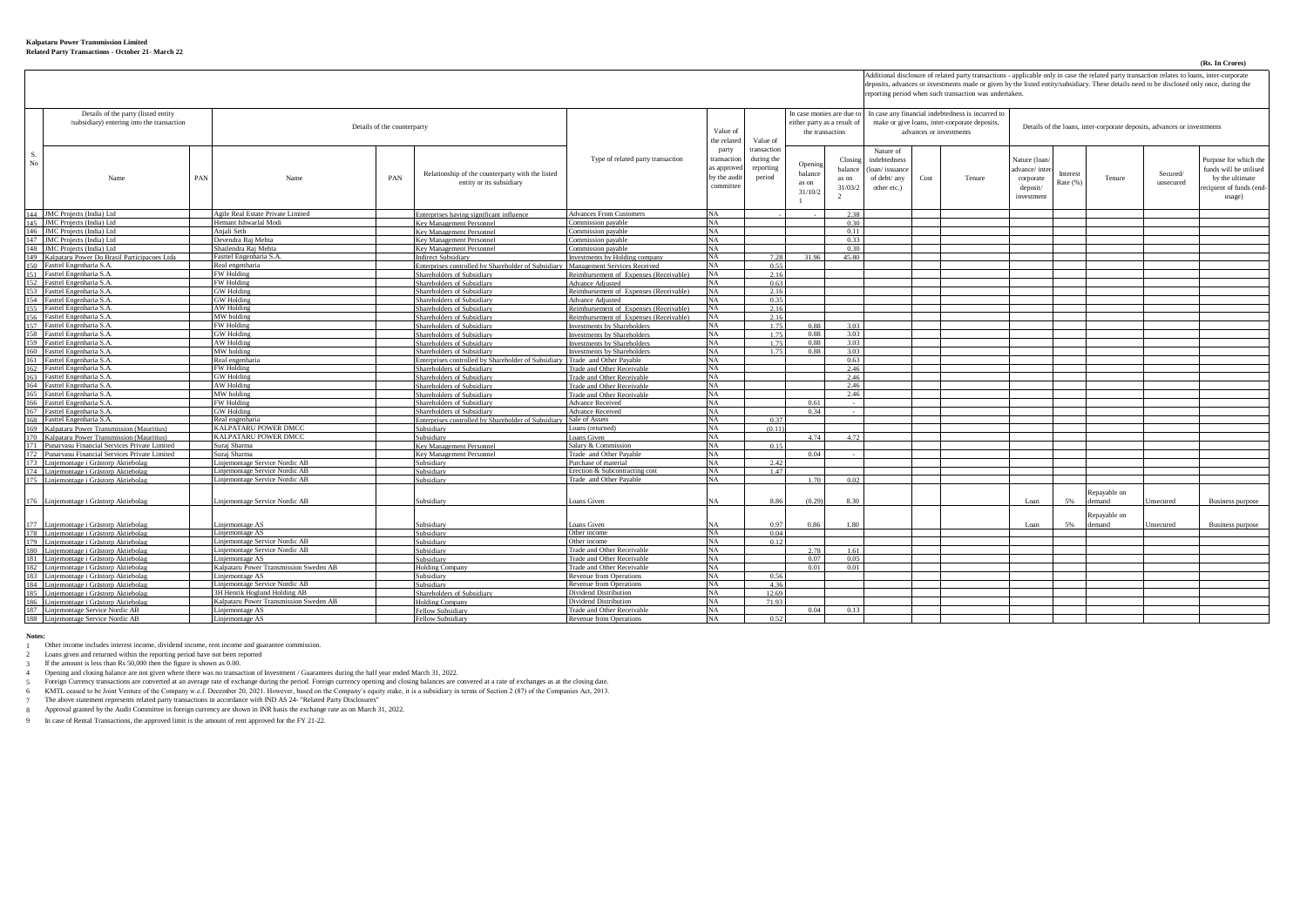**Kalpataru Power Transmission Limited**
**Related Party Transactions - October 21- March 22**

(Rs. In Crores)

| | Details of the party (listed entity /subsidiary) entering into the transaction | | Details of the counterparty | | | | | | In case monies are due to either party as a result of the transaction | | Additional disclosure of related party transactions - applicable only in case the related party transaction relates to loans, inter-corporate deposits, advances or investments made or given by the listed entity/subsidiary. These details need to be disclosed only once, during the reporting period when such transaction was undertaken. In case any financial indebtedness is incurred to make or give loans, inter-corporate deposits, advances or investments | | | Details of the loans, inter-corporate deposits, advances or investments | | | | |
|---|---|---|---|---|---|---|---|---|---|---|---|---|---|---|---|---|---|---|
| S. No | Name | PAN | Name | PAN | Relationship of the counterparty with the listed entity or its subsidiary | Type of related party transaction | Value of the related party transaction as approved by the audit committee | Value of transaction during the reporting period | Opening balance as on 31/10/21 | Closing balance as on 31/03/22 | Nature of indebtedness (loan/ issuance of debt/ any other etc.) | Cost | Tenure | Nature (loan/ advance/ inter-corporate deposit/ investment | Interest Rate (%) | Tenure | Secured/ unsecured | Purpose for which the funds will be utilised by the ultimate recipient of funds (end-usage) |
| 144 | JMC Projects (India) Ltd | | Agile Real Estate Private Limited | | Enterprises having significant influence | Advances From Customers | NA | - | - | 2.38 | | | | | | | | |
| 145 | JMC Projects (India) Ltd | | Hemant Ishwarlal Modi | | Key Management Personnel | Commission payable | NA | | | 0.30 | | | | | | | | |
| 146 | JMC Projects (India) Ltd | | Anjali Seth | | Key Management Personnel | Commission payable | NA | | | 0.11 | | | | | | | | |
| 147 | JMC Projects (India) Ltd | | Devendra Raj Mehta | | Key Management Personnel | Commission payable | NA | | | 0.33 | | | | | | | | |
| 148 | JMC Projects (India) Ltd | | Shailendra Raj Mehta | | Key Management Personnel | Commission payable | NA | | | 0.30 | | | | | | | | |
| 149 | Kalpataru Power Do Brasil Participacoes Ltda | | Fasttel Engenharia S.A. | | Indirect Subsidiary | Investments by Holding company | NA | 7.28 | 31.96 | 45.80 | | | | | | | | |
| 150 | Fasttel Engenharia S.A. | | Real engenharia | | Enterprises controlled by Shareholder of Subsidiary | Management Services Received | NA | 0.55 | | | | | | | | | | |
| 151 | Fasttel Engenharia S.A. | | FW Holding | | Shareholders of Subsidiary | Reimbursement of Expenses (Receivable) | NA | 2.16 | | | | | | | | | | |
| 152 | Fasttel Engenharia S.A. | | FW Holding | | Shareholders of Subsidiary | Advance Adjusted | NA | 0.63 | | | | | | | | | | |
| 153 | Fasttel Engenharia S.A. | | GW Holding | | Shareholders of Subsidiary | Reimbursement of Expenses (Receivable) | NA | 2.16 | | | | | | | | | | |
| 154 | Fasttel Engenharia S.A. | | GW Holding | | Shareholders of Subsidiary | Advance Adjusted | NA | 0.35 | | | | | | | | | | |
| 155 | Fasttel Engenharia S.A. | | AW Holding | | Shareholders of Subsidiary | Reimbursement of Expenses (Receivable) | NA | 2.16 | | | | | | | | | | |
| 156 | Fasttel Engenharia S.A. | | MW holding | | Shareholders of Subsidiary | Reimbursement of Expenses (Receivable) | NA | 2.16 | | | | | | | | | | |
| 157 | Fasttel Engenharia S.A. | | FW Holding | | Shareholders of Subsidiary | Investments by Shareholders | NA | 1.75 | 0.88 | 3.03 | | | | | | | | |
| 158 | Fasttel Engenharia S.A. | | GW Holding | | Shareholders of Subsidiary | Investments by Shareholders | NA | 1.75 | 0.88 | 3.03 | | | | | | | | |
| 159 | Fasttel Engenharia S.A. | | AW Holding | | Shareholders of Subsidiary | Investments by Shareholders | NA | 1.75 | 0.88 | 3.03 | | | | | | | | |
| 160 | Fasttel Engenharia S.A. | | MW holding | | Shareholders of Subsidiary | Investments by Shareholders | NA | 1.75 | 0.88 | 3.03 | | | | | | | | |
| 161 | Fasttel Engenharia S.A. | | Real engenharia | | Enterprises controlled by Shareholder of Subsidiary | Trade and Other Payable | NA | | | 0.63 | | | | | | | | |
| 162 | Fasttel Engenharia S.A. | | FW Holding | | Shareholders of Subsidiary | Trade and Other Receivable | NA | | | 2.46 | | | | | | | | |
| 163 | Fasttel Engenharia S.A. | | GW Holding | | Shareholders of Subsidiary | Trade and Other Receivable | NA | | | 2.46 | | | | | | | | |
| 164 | Fasttel Engenharia S.A. | | AW Holding | | Shareholders of Subsidiary | Trade and Other Receivable | NA | | | 2.46 | | | | | | | | |
| 165 | Fasttel Engenharia S.A. | | MW holding | | Shareholders of Subsidiary | Trade and Other Receivable | NA | | | 2.46 | | | | | | | | |
| 166 | Fasttel Engenharia S.A. | | FW Holding | | Shareholders of Subsidiary | Advance Received | NA | | 0.61 | - | | | | | | | | |
| 167 | Fasttel Engenharia S.A. | | GW Holding | | Shareholders of Subsidiary | Advance Received | NA | | 0.34 | - | | | | | | | | |
| 168 | Fasttel Engenharia S.A. | | Real engenharia | | Enterprises controlled by Shareholder of Subsidiary | Sale of Assets | NA | 0.37 | | | | | | | | | | |
| 169 | Kalpataru Power Transmission (Mauritius) | | KALPATARU POWER DMCC | | Subsidiary | Loans (returned) | NA | (0.11) | | | | | | | | | | |
| 170 | Kalpataru Power Transmission (Mauritius) | | KALPATARU POWER DMCC | | Subsidiary | Loans Given | NA | | 4.74 | 4.72 | | | | | | | | |
| 171 | Punarvasu Financial Services Private Limited | | Suraj Sharma | | Key Management Personnel | Salary & Commission | NA | 0.15 | | | | | | | | | | |
| 172 | Punarvasu Financial Services Private Limited | | Suraj Sharma | | Key Management Personnel | Trade and Other Payable | NA | | 0.04 | - | | | | | | | | |
| 173 | Linjemontage i Grästorp Aktiebolag | | Linjemontage Service Nordic AB | | Subsidiary | Purchase of material | NA | 2.42 | | | | | | | | | | |
| 174 | Linjemontage i Grästorp Aktiebolag | | Linjemontage Service Nordic AB | | Subsidiary | Erection & Subcontracting cost | NA | 1.47 | | | | | | | | | | |
| 175 | Linjemontage i Grästorp Aktiebolag | | Linjemontage Service Nordic AB | | Subsidiary | Trade and Other Payable | NA | | 1.70 | 0.02 | | | | | | | | |
| 176 | Linjemontage i Grästorp Aktiebolag | | Linjemontage Service Nordic AB | | Subsidiary | Loans Given | NA | 8.86 | (0.29) | 8.30 | | | | Loan | 5% | Repayable on demand | Unsecured | Business purpose |
| 177 | Linjemontage i Grästorp Aktiebolag | | Linjemontage AS | | Subsidiary | Loans Given | NA | 0.97 | 0.86 | 1.80 | | | | Loan | 5% | Repayable on demand | Unsecured | Business purpose |
| 178 | Linjemontage i Grästorp Aktiebolag | | Linjemontage AS | | Subsidiary | Other income | NA | 0.04 | | | | | | | | | | |
| 179 | Linjemontage i Grästorp Aktiebolag | | Linjemontage Service Nordic AB | | Subsidiary | Other income | NA | 0.12 | | | | | | | | | | |
| 180 | Linjemontage i Grästorp Aktiebolag | | Linjemontage Service Nordic AB | | Subsidiary | Trade and Other Receivable | NA | | 2.78 | 1.61 | | | | | | | | |
| 181 | Linjemontage i Grästorp Aktiebolag | | Linjemontage AS | | Subsidiary | Trade and Other Receivable | NA | | 0.07 | 0.05 | | | | | | | | |
| 182 | Linjemontage i Grästorp Aktiebolag | | Kalpataru Power Transmission Sweden AB | | Holding Company | Trade and Other Receivable | NA | | 0.01 | 0.01 | | | | | | | | |
| 183 | Linjemontage i Grästorp Aktiebolag | | Linjemontage AS | | Subsidiary | Revenue from Operations | NA | 0.56 | | | | | | | | | | |
| 184 | Linjemontage i Grästorp Aktiebolag | | Linjemontage Service Nordic AB | | Subsidiary | Revenue from Operations | NA | 4.36 | | | | | | | | | | |
| 185 | Linjemontage i Grästorp Aktiebolag | | 3H Henrik Hoglund Holding AB | | Shareholders of Subsidiary | Dividend Distribution | NA | 12.69 | | | | | | | | | | |
| 186 | Linjemontage i Grästorp Aktiebolag | | Kalpataru Power Transmission Sweden AB | | Holding Company | Dividend Distribution | NA | 71.93 | | | | | | | | | | |
| 187 | Linjemontage Service Nordic AB | | Linjemontage AS | | Fellow Subsidiary | Trade and Other Receivable | NA | | 0.04 | 0.13 | | | | | | | | |
| 188 | Linjemontage Service Nordic AB | | Linjemontage AS | | Fellow Subsidiary | Revenue from Operations | NA | 0.52 | | | | | | | | | | |

**Notes:**

1. Other income includes interest income, dividend income, rent income and guarantee commission.
2. Loans given and returned within the reporting period have not been reported
3. If the amount is less than Rs 50,000 then the figure is shown as 0.00.
4. Opening and closing balance are not given where there was no transaction of Investment / Guarantees during the half year ended March 31, 2022.
5. Foreign Currency transactions are converted at an average rate of exchange during the period. Foreign currency opening and closing balances are convered at a rate of exchanges as at the closing date.
6. KMTL ceased to be Joint Venture of the Company w.e.f. December 20, 2021. However, based on the Company's equity stake, it is a subsidiary in terms of Section 2 (87) of the Companies Act, 2013.
7. The above statement represents related party transactions in accordance with IND AS 24- "Related Party Disclosures"
8. Approval granted by the Audit Committee in foreign currency are shown in INR basis the exchange rate as on March 31, 2022.
9. In case of Rental Transactions, the approved limit is the amount of rent approved for the FY 21-22.